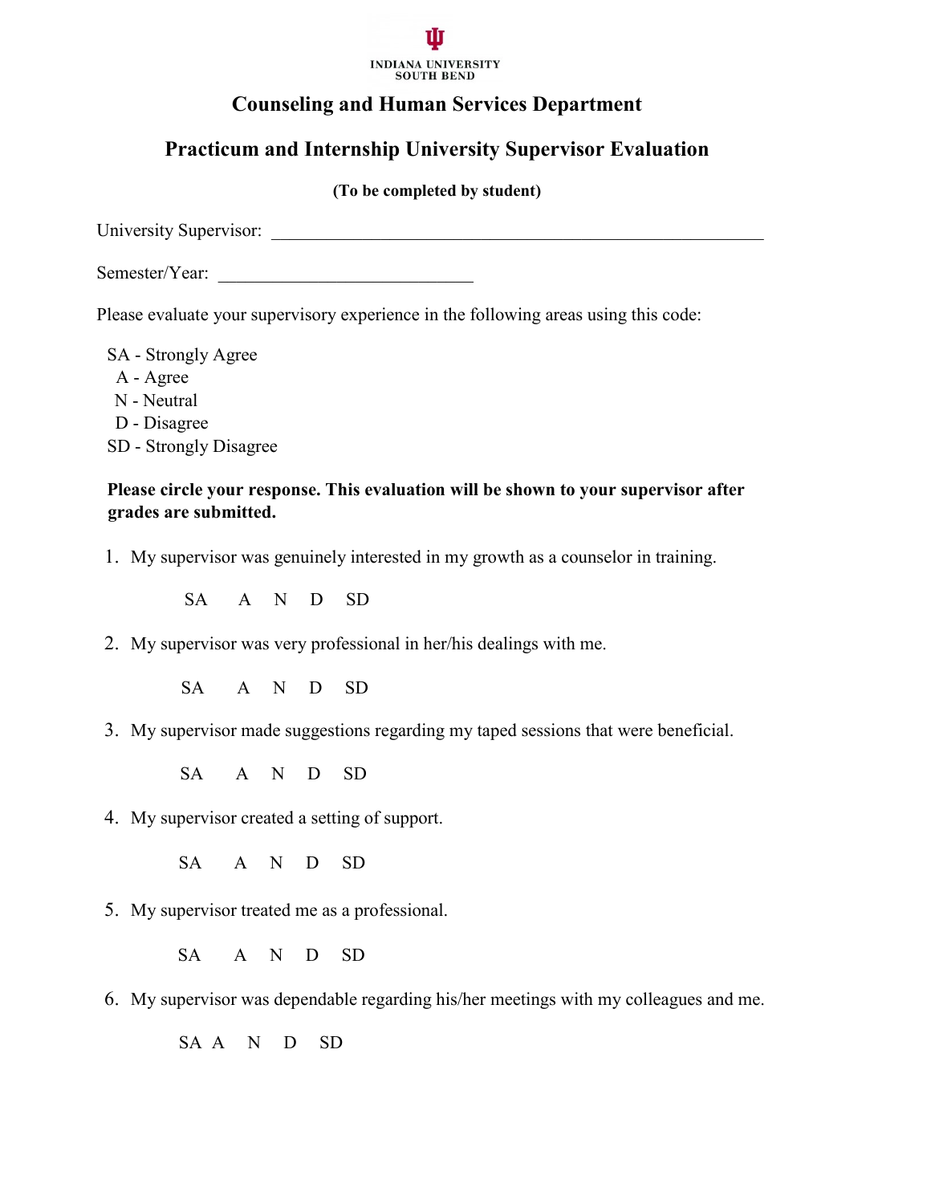INDIANA UNIVERSITY
SOUTH BEND

## Counseling and Human Services Department

## Practicum and Internship University Supervisor Evaluation

**(To be completed by student)**

University Supervisor: ________________________________________________________

Semester/Year: ____________________________

Please evaluate your supervisory experience in the following areas using this code:

SA - Strongly Agree
A - Agree
N - Neutral
D - Disagree
SD - Strongly Disagree

**Please circle your response. This evaluation will be shown to your supervisor after grades are submitted.**

1. My supervisor was genuinely interested in my growth as a counselor in training.

   SA A N D SD

2. My supervisor was very professional in her/his dealings with me.

   SA A N D SD

3. My supervisor made suggestions regarding my taped sessions that were beneficial.

   SA A N D SD

4. My supervisor created a setting of support.

   SA A N D SD

5. My supervisor treated me as a professional.

   SA A N D SD

6. My supervisor was dependable regarding his/her meetings with my colleagues and me.

   SA A N D SD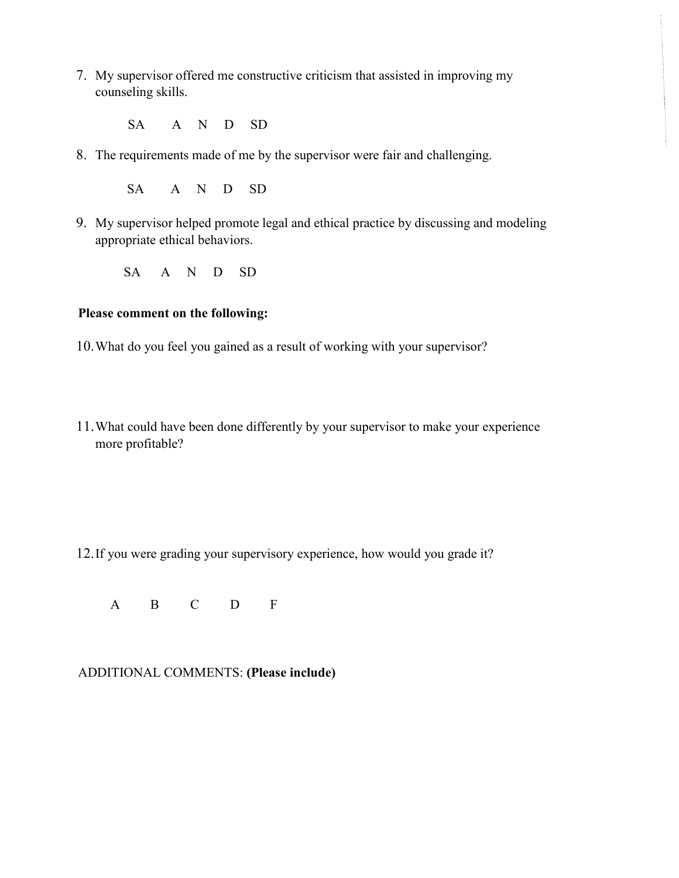7. My supervisor offered me constructive criticism that assisted in improving my counseling skills.

   SA A N D SD

8. The requirements made of me by the supervisor were fair and challenging.

   SA A N D SD

9. My supervisor helped promote legal and ethical practice by discussing and modeling appropriate ethical behaviors.

   SA A N D SD

**Please comment on the following:**

10. What do you feel you gained as a result of working with your supervisor?

11. What could have been done differently by your supervisor to make your experience more profitable?

12. If you were grading your supervisory experience, how would you grade it?

    A B C D F

ADDITIONAL COMMENTS: **(Please include)**